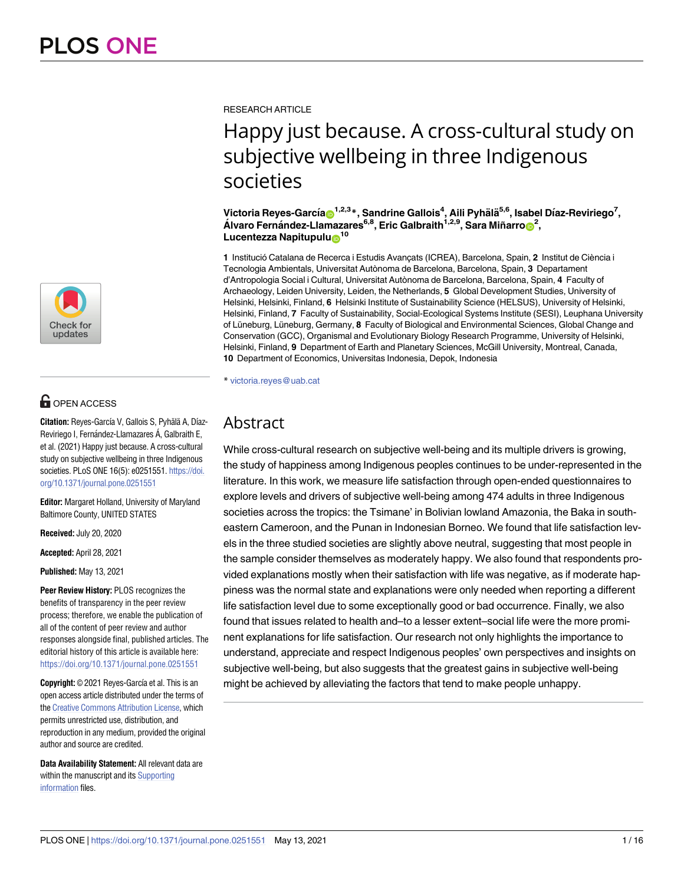RESEARCH ARTICLE

# Happy just because. A cross-cultural study on subjective wellbeing in three Indigenous societies

**Victoria Reyes-García[1,2,3]*, Sandrine Gallois[4], Aili Pyhälä[5,6], Isabel Díaz-Reviriego[7], Álvaro Fernández-Llamazares[6,8], Eric Galbraith[1,2,9], Sara Miñarro[2], Lucentezza Napitupulu[10]**

**1** Institució Catalana de Recerca i Estudis Avançats (ICREA), Barcelona, Spain, **2** Institut de Ciència i Tecnologia Ambientals, Universitat Autònoma de Barcelona, Barcelona, Spain, **3** Departament d'Antropologia Social i Cultural, Universitat Autònoma de Barcelona, Barcelona, Spain, **4** Faculty of Archaeology, Leiden University, Leiden, the Netherlands, **5** Global Development Studies, University of Helsinki, Helsinki, Finland, **6** Helsinki Institute of Sustainability Science (HELSUS), University of Helsinki, Helsinki, Finland, **7** Faculty of Sustainability, Social-Ecological Systems Institute (SESI), Leuphana University of Lüneburg, Lüneburg, Germany, **8** Faculty of Biological and Environmental Sciences, Global Change and Conservation (GCC), Organismal and Evolutionary Biology Research Programme, University of Helsinki, Helsinki, Finland, **9** Department of Earth and Planetary Sciences, McGill University, Montreal, Canada, **10** Department of Economics, Universitas Indonesia, Depok, Indonesia

* victoria.reyes@uab.cat

## Abstract

While cross-cultural research on subjective well-being and its multiple drivers is growing, the study of happiness among Indigenous peoples continues to be under-represented in the literature. In this work, we measure life satisfaction through open-ended questionnaires to explore levels and drivers of subjective well-being among 474 adults in three Indigenous societies across the tropics: the Tsimane' in Bolivian lowland Amazonia, the Baka in south-eastern Cameroon, and the Punan in Indonesian Borneo. We found that life satisfaction levels in the three studied societies are slightly above neutral, suggesting that most people in the sample consider themselves as moderately happy. We also found that respondents provided explanations mostly when their satisfaction with life was negative, as if moderate happiness was the normal state and explanations were only needed when reporting a different life satisfaction level due to some exceptionally good or bad occurrence. Finally, we also found that issues related to health and–to a lesser extent–social life were the more prominent explanations for life satisfaction. Our research not only highlights the importance to understand, appreciate and respect Indigenous peoples' own perspectives and insights on subjective well-being, but also suggests that the greatest gains in subjective well-being might be achieved by alleviating the factors that tend to make people unhappy.

OPEN ACCESS

**Citation:** Reyes-García V, Gallois S, Pyhälä A, Díaz-Reviriego I, Fernández-Llamazares Á, Galbraith E, et al. (2021) Happy just because. A cross-cultural study on subjective wellbeing in three Indigenous societies. PLoS ONE 16(5): e0251551. https://doi.org/10.1371/journal.pone.0251551

**Editor:** Margaret Holland, University of Maryland Baltimore County, UNITED STATES

**Received:** July 20, 2020

**Accepted:** April 28, 2021

**Published:** May 13, 2021

**Peer Review History:** PLOS recognizes the benefits of transparency in the peer review process; therefore, we enable the publication of all of the content of peer review and author responses alongside final, published articles. The editorial history of this article is available here: https://doi.org/10.1371/journal.pone.0251551

**Copyright:** © 2021 Reyes-García et al. This is an open access article distributed under the terms of the Creative Commons Attribution License, which permits unrestricted use, distribution, and reproduction in any medium, provided the original author and source are credited.

**Data Availability Statement:** All relevant data are within the manuscript and its Supporting information files.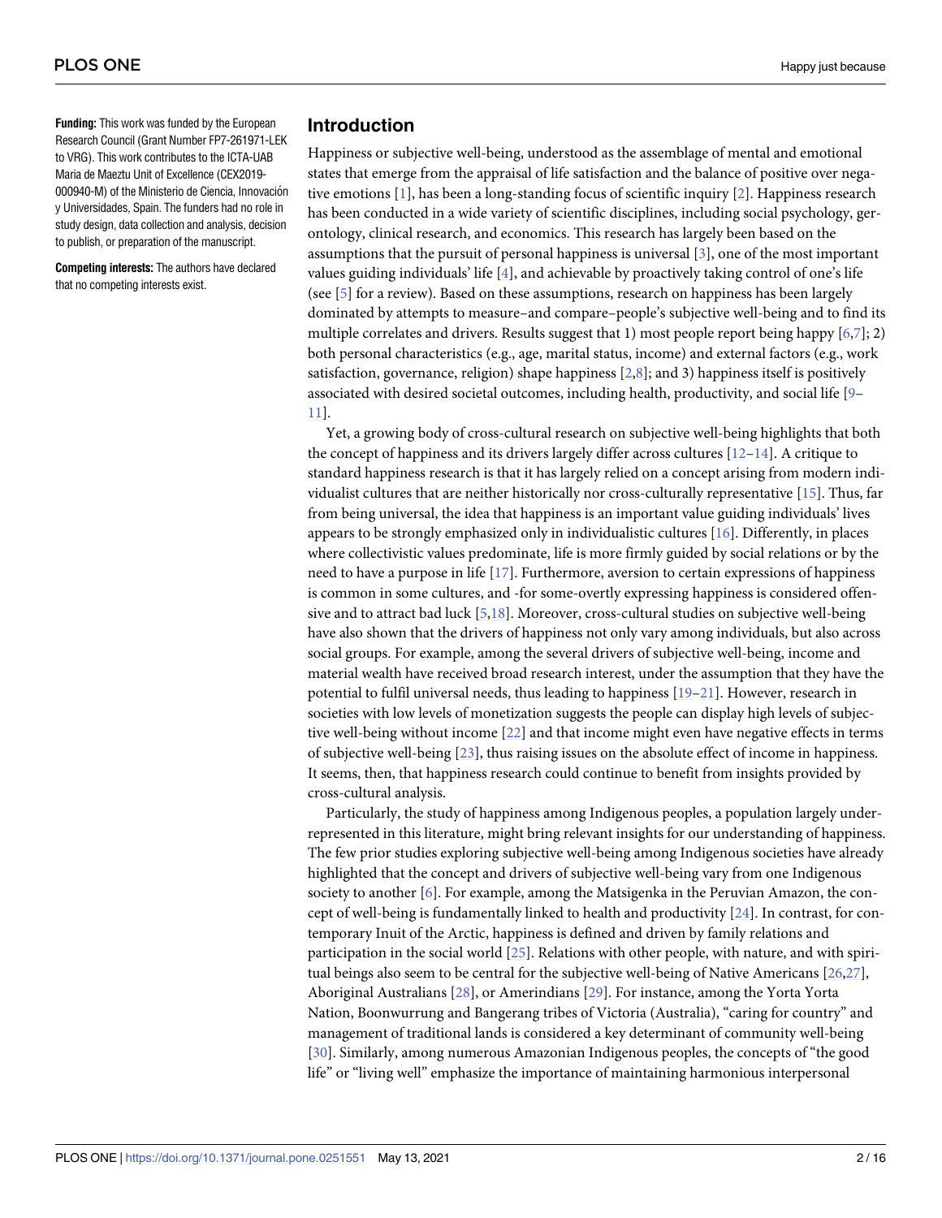**Funding:** This work was funded by the European Research Council (Grant Number FP7-261971-LEK to VRG). This work contributes to the ICTA-UAB Maria de Maeztu Unit of Excellence (CEX2019-000940-M) of the Ministerio de Ciencia, Innovación y Universidades, Spain. The funders had no role in study design, data collection and analysis, decision to publish, or preparation of the manuscript.

**Competing interests:** The authors have declared that no competing interests exist.

## Introduction

Happiness or subjective well-being, understood as the assemblage of mental and emotional states that emerge from the appraisal of life satisfaction and the balance of positive over negative emotions [1], has been a long-standing focus of scientific inquiry [2]. Happiness research has been conducted in a wide variety of scientific disciplines, including social psychology, gerontology, clinical research, and economics. This research has largely been based on the assumptions that the pursuit of personal happiness is universal [3], one of the most important values guiding individuals' life [4], and achievable by proactively taking control of one's life (see [5] for a review). Based on these assumptions, research on happiness has been largely dominated by attempts to measure–and compare–people's subjective well-being and to find its multiple correlates and drivers. Results suggest that 1) most people report being happy [6,7]; 2) both personal characteristics (e.g., age, marital status, income) and external factors (e.g., work satisfaction, governance, religion) shape happiness [2,8]; and 3) happiness itself is positively associated with desired societal outcomes, including health, productivity, and social life [9–11].

Yet, a growing body of cross-cultural research on subjective well-being highlights that both the concept of happiness and its drivers largely differ across cultures [12–14]. A critique to standard happiness research is that it has largely relied on a concept arising from modern individualist cultures that are neither historically nor cross-culturally representative [15]. Thus, far from being universal, the idea that happiness is an important value guiding individuals' lives appears to be strongly emphasized only in individualistic cultures [16]. Differently, in places where collectivistic values predominate, life is more firmly guided by social relations or by the need to have a purpose in life [17]. Furthermore, aversion to certain expressions of happiness is common in some cultures, and -for some-overtly expressing happiness is considered offensive and to attract bad luck [5,18]. Moreover, cross-cultural studies on subjective well-being have also shown that the drivers of happiness not only vary among individuals, but also across social groups. For example, among the several drivers of subjective well-being, income and material wealth have received broad research interest, under the assumption that they have the potential to fulfil universal needs, thus leading to happiness [19–21]. However, research in societies with low levels of monetization suggests the people can display high levels of subjective well-being without income [22] and that income might even have negative effects in terms of subjective well-being [23], thus raising issues on the absolute effect of income in happiness. It seems, then, that happiness research could continue to benefit from insights provided by cross-cultural analysis.

Particularly, the study of happiness among Indigenous peoples, a population largely underrepresented in this literature, might bring relevant insights for our understanding of happiness. The few prior studies exploring subjective well-being among Indigenous societies have already highlighted that the concept and drivers of subjective well-being vary from one Indigenous society to another [6]. For example, among the Matsigenka in the Peruvian Amazon, the concept of well-being is fundamentally linked to health and productivity [24]. In contrast, for contemporary Inuit of the Arctic, happiness is defined and driven by family relations and participation in the social world [25]. Relations with other people, with nature, and with spiritual beings also seem to be central for the subjective well-being of Native Americans [26,27], Aboriginal Australians [28], or Amerindians [29]. For instance, among the Yorta Yorta Nation, Boonwurrung and Bangerang tribes of Victoria (Australia), "caring for country" and management of traditional lands is considered a key determinant of community well-being [30]. Similarly, among numerous Amazonian Indigenous peoples, the concepts of "the good life" or "living well" emphasize the importance of maintaining harmonious interpersonal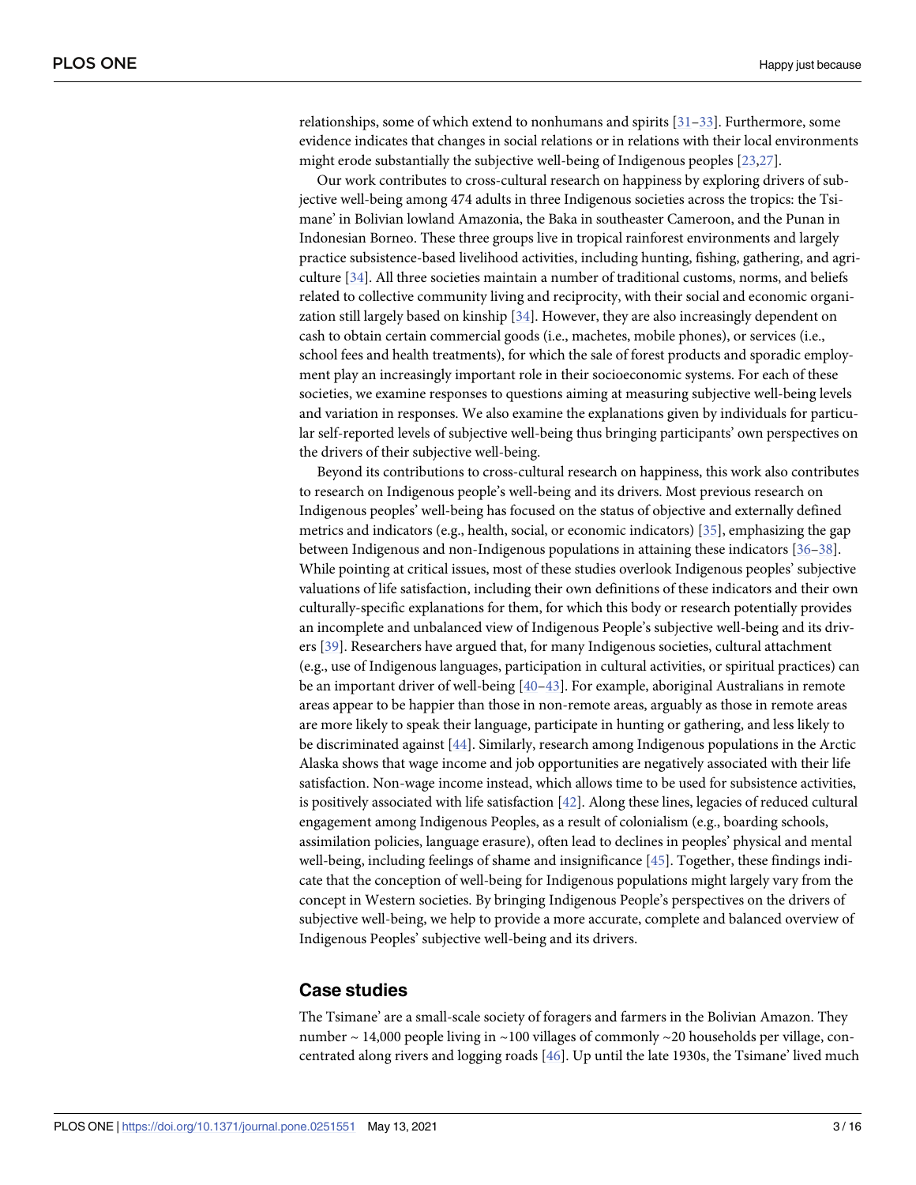relationships, some of which extend to nonhumans and spirits [31–33]. Furthermore, some evidence indicates that changes in social relations or in relations with their local environments might erode substantially the subjective well-being of Indigenous peoples [23,27].

Our work contributes to cross-cultural research on happiness by exploring drivers of subjective well-being among 474 adults in three Indigenous societies across the tropics: the Tsimane' in Bolivian lowland Amazonia, the Baka in southeaster Cameroon, and the Punan in Indonesian Borneo. These three groups live in tropical rainforest environments and largely practice subsistence-based livelihood activities, including hunting, fishing, gathering, and agriculture [34]. All three societies maintain a number of traditional customs, norms, and beliefs related to collective community living and reciprocity, with their social and economic organization still largely based on kinship [34]. However, they are also increasingly dependent on cash to obtain certain commercial goods (i.e., machetes, mobile phones), or services (i.e., school fees and health treatments), for which the sale of forest products and sporadic employment play an increasingly important role in their socioeconomic systems. For each of these societies, we examine responses to questions aiming at measuring subjective well-being levels and variation in responses. We also examine the explanations given by individuals for particular self-reported levels of subjective well-being thus bringing participants' own perspectives on the drivers of their subjective well-being.

Beyond its contributions to cross-cultural research on happiness, this work also contributes to research on Indigenous people's well-being and its drivers. Most previous research on Indigenous peoples' well-being has focused on the status of objective and externally defined metrics and indicators (e.g., health, social, or economic indicators) [35], emphasizing the gap between Indigenous and non-Indigenous populations in attaining these indicators [36–38]. While pointing at critical issues, most of these studies overlook Indigenous peoples' subjective valuations of life satisfaction, including their own definitions of these indicators and their own culturally-specific explanations for them, for which this body or research potentially provides an incomplete and unbalanced view of Indigenous People's subjective well-being and its drivers [39]. Researchers have argued that, for many Indigenous societies, cultural attachment (e.g., use of Indigenous languages, participation in cultural activities, or spiritual practices) can be an important driver of well-being [40–43]. For example, aboriginal Australians in remote areas appear to be happier than those in non-remote areas, arguably as those in remote areas are more likely to speak their language, participate in hunting or gathering, and less likely to be discriminated against [44]. Similarly, research among Indigenous populations in the Arctic Alaska shows that wage income and job opportunities are negatively associated with their life satisfaction. Non-wage income instead, which allows time to be used for subsistence activities, is positively associated with life satisfaction [42]. Along these lines, legacies of reduced cultural engagement among Indigenous Peoples, as a result of colonialism (e.g., boarding schools, assimilation policies, language erasure), often lead to declines in peoples' physical and mental well-being, including feelings of shame and insignificance [45]. Together, these findings indicate that the conception of well-being for Indigenous populations might largely vary from the concept in Western societies. By bringing Indigenous People's perspectives on the drivers of subjective well-being, we help to provide a more accurate, complete and balanced overview of Indigenous Peoples' subjective well-being and its drivers.

## Case studies

The Tsimane' are a small-scale society of foragers and farmers in the Bolivian Amazon. They number ~ 14,000 people living in ~100 villages of commonly ~20 households per village, concentrated along rivers and logging roads [46]. Up until the late 1930s, the Tsimane' lived much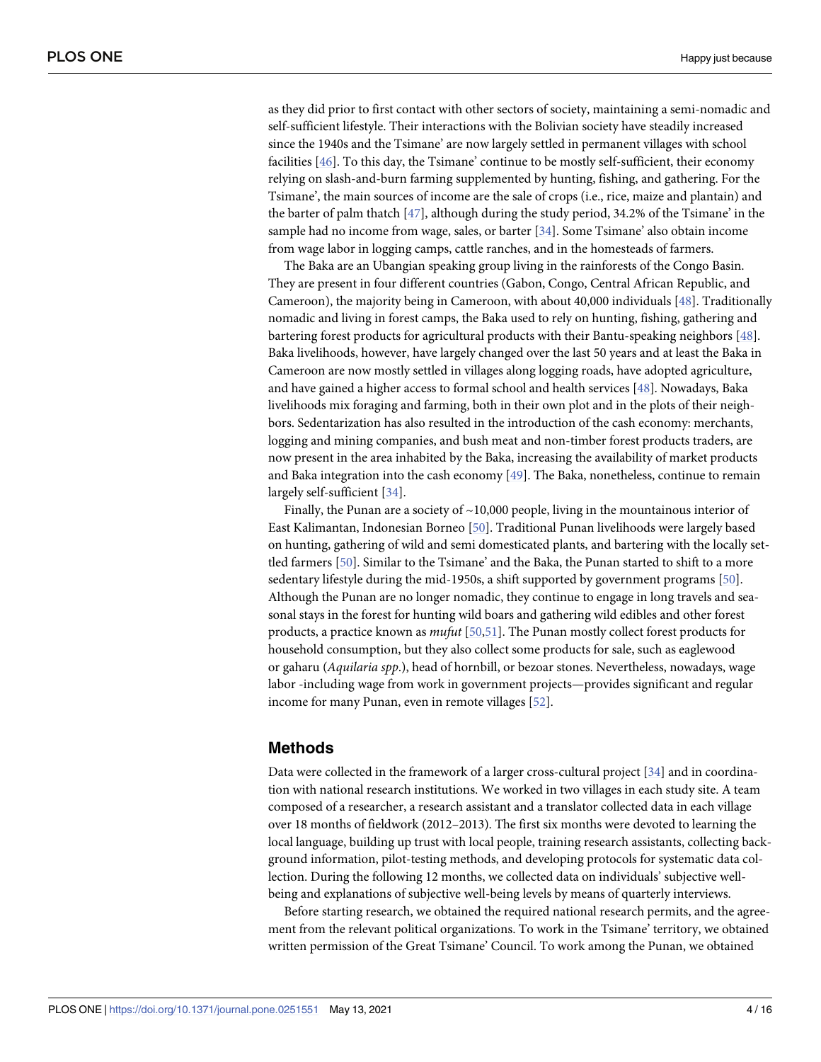as they did prior to first contact with other sectors of society, maintaining a semi-nomadic and self-sufficient lifestyle. Their interactions with the Bolivian society have steadily increased since the 1940s and the Tsimane' are now largely settled in permanent villages with school facilities [46]. To this day, the Tsimane' continue to be mostly self-sufficient, their economy relying on slash-and-burn farming supplemented by hunting, fishing, and gathering. For the Tsimane', the main sources of income are the sale of crops (i.e., rice, maize and plantain) and the barter of palm thatch [47], although during the study period, 34.2% of the Tsimane' in the sample had no income from wage, sales, or barter [34]. Some Tsimane' also obtain income from wage labor in logging camps, cattle ranches, and in the homesteads of farmers.

The Baka are an Ubangian speaking group living in the rainforests of the Congo Basin. They are present in four different countries (Gabon, Congo, Central African Republic, and Cameroon), the majority being in Cameroon, with about 40,000 individuals [48]. Traditionally nomadic and living in forest camps, the Baka used to rely on hunting, fishing, gathering and bartering forest products for agricultural products with their Bantu-speaking neighbors [48]. Baka livelihoods, however, have largely changed over the last 50 years and at least the Baka in Cameroon are now mostly settled in villages along logging roads, have adopted agriculture, and have gained a higher access to formal school and health services [48]. Nowadays, Baka livelihoods mix foraging and farming, both in their own plot and in the plots of their neighbors. Sedentarization has also resulted in the introduction of the cash economy: merchants, logging and mining companies, and bush meat and non-timber forest products traders, are now present in the area inhabited by the Baka, increasing the availability of market products and Baka integration into the cash economy [49]. The Baka, nonetheless, continue to remain largely self-sufficient [34].

Finally, the Punan are a society of ~10,000 people, living in the mountainous interior of East Kalimantan, Indonesian Borneo [50]. Traditional Punan livelihoods were largely based on hunting, gathering of wild and semi domesticated plants, and bartering with the locally settled farmers [50]. Similar to the Tsimane' and the Baka, the Punan started to shift to a more sedentary lifestyle during the mid-1950s, a shift supported by government programs [50]. Although the Punan are no longer nomadic, they continue to engage in long travels and seasonal stays in the forest for hunting wild boars and gathering wild edibles and other forest products, a practice known as *mufut* [50,51]. The Punan mostly collect forest products for household consumption, but they also collect some products for sale, such as eaglewood or gaharu (*Aquilaria spp*.), head of hornbill, or bezoar stones. Nevertheless, nowadays, wage labor -including wage from work in government projects—provides significant and regular income for many Punan, even in remote villages [52].

## Methods

Data were collected in the framework of a larger cross-cultural project [34] and in coordination with national research institutions. We worked in two villages in each study site. A team composed of a researcher, a research assistant and a translator collected data in each village over 18 months of fieldwork (2012–2013). The first six months were devoted to learning the local language, building up trust with local people, training research assistants, collecting background information, pilot-testing methods, and developing protocols for systematic data collection. During the following 12 months, we collected data on individuals' subjective well-being and explanations of subjective well-being levels by means of quarterly interviews.

Before starting research, we obtained the required national research permits, and the agreement from the relevant political organizations. To work in the Tsimane' territory, we obtained written permission of the Great Tsimane' Council. To work among the Punan, we obtained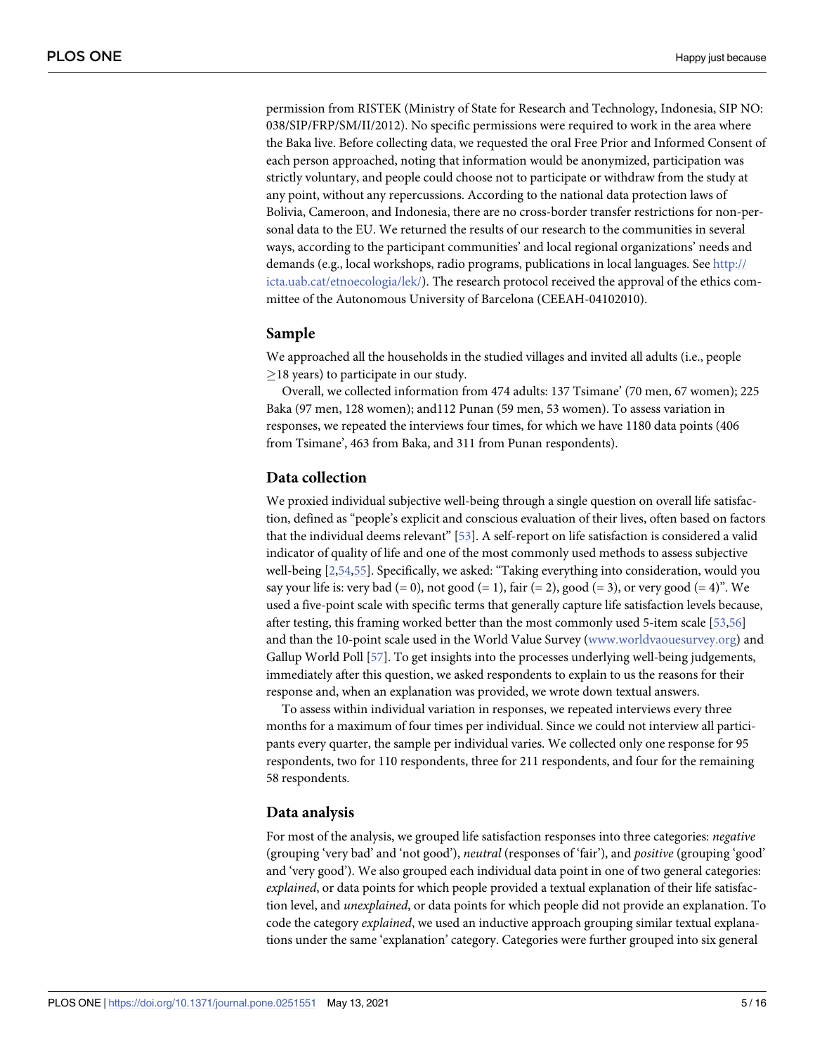permission from RISTEK (Ministry of State for Research and Technology, Indonesia, SIP NO: 038/SIP/FRP/SM/II/2012). No specific permissions were required to work in the area where the Baka live. Before collecting data, we requested the oral Free Prior and Informed Consent of each person approached, noting that information would be anonymized, participation was strictly voluntary, and people could choose not to participate or withdraw from the study at any point, without any repercussions. According to the national data protection laws of Bolivia, Cameroon, and Indonesia, there are no cross-border transfer restrictions for non-personal data to the EU. We returned the results of our research to the communities in several ways, according to the participant communities' and local regional organizations' needs and demands (e.g., local workshops, radio programs, publications in local languages. See http://icta.uab.cat/etnoecologia/lek/). The research protocol received the approval of the ethics committee of the Autonomous University of Barcelona (CEEAH-04102010).

## Sample

We approached all the households in the studied villages and invited all adults (i.e., people ≥18 years) to participate in our study.

Overall, we collected information from 474 adults: 137 Tsimane' (70 men, 67 women); 225 Baka (97 men, 128 women); and112 Punan (59 men, 53 women). To assess variation in responses, we repeated the interviews four times, for which we have 1180 data points (406 from Tsimane', 463 from Baka, and 311 from Punan respondents).

## Data collection

We proxied individual subjective well-being through a single question on overall life satisfaction, defined as "people's explicit and conscious evaluation of their lives, often based on factors that the individual deems relevant" [53]. A self-report on life satisfaction is considered a valid indicator of quality of life and one of the most commonly used methods to assess subjective well-being [2,54,55]. Specifically, we asked: "Taking everything into consideration, would you say your life is: very bad (= 0), not good (= 1), fair (= 2), good (= 3), or very good (= 4)". We used a five-point scale with specific terms that generally capture life satisfaction levels because, after testing, this framing worked better than the most commonly used 5-item scale [53,56] and than the 10-point scale used in the World Value Survey (www.worldvaouesurvey.org) and Gallup World Poll [57]. To get insights into the processes underlying well-being judgements, immediately after this question, we asked respondents to explain to us the reasons for their response and, when an explanation was provided, we wrote down textual answers.

To assess within individual variation in responses, we repeated interviews every three months for a maximum of four times per individual. Since we could not interview all participants every quarter, the sample per individual varies. We collected only one response for 95 respondents, two for 110 respondents, three for 211 respondents, and four for the remaining 58 respondents.

## Data analysis

For most of the analysis, we grouped life satisfaction responses into three categories: *negative* (grouping 'very bad' and 'not good'), *neutral* (responses of 'fair'), and *positive* (grouping 'good' and 'very good'). We also grouped each individual data point in one of two general categories: *explained*, or data points for which people provided a textual explanation of their life satisfaction level, and *unexplained*, or data points for which people did not provide an explanation. To code the category *explained*, we used an inductive approach grouping similar textual explanations under the same 'explanation' category. Categories were further grouped into six general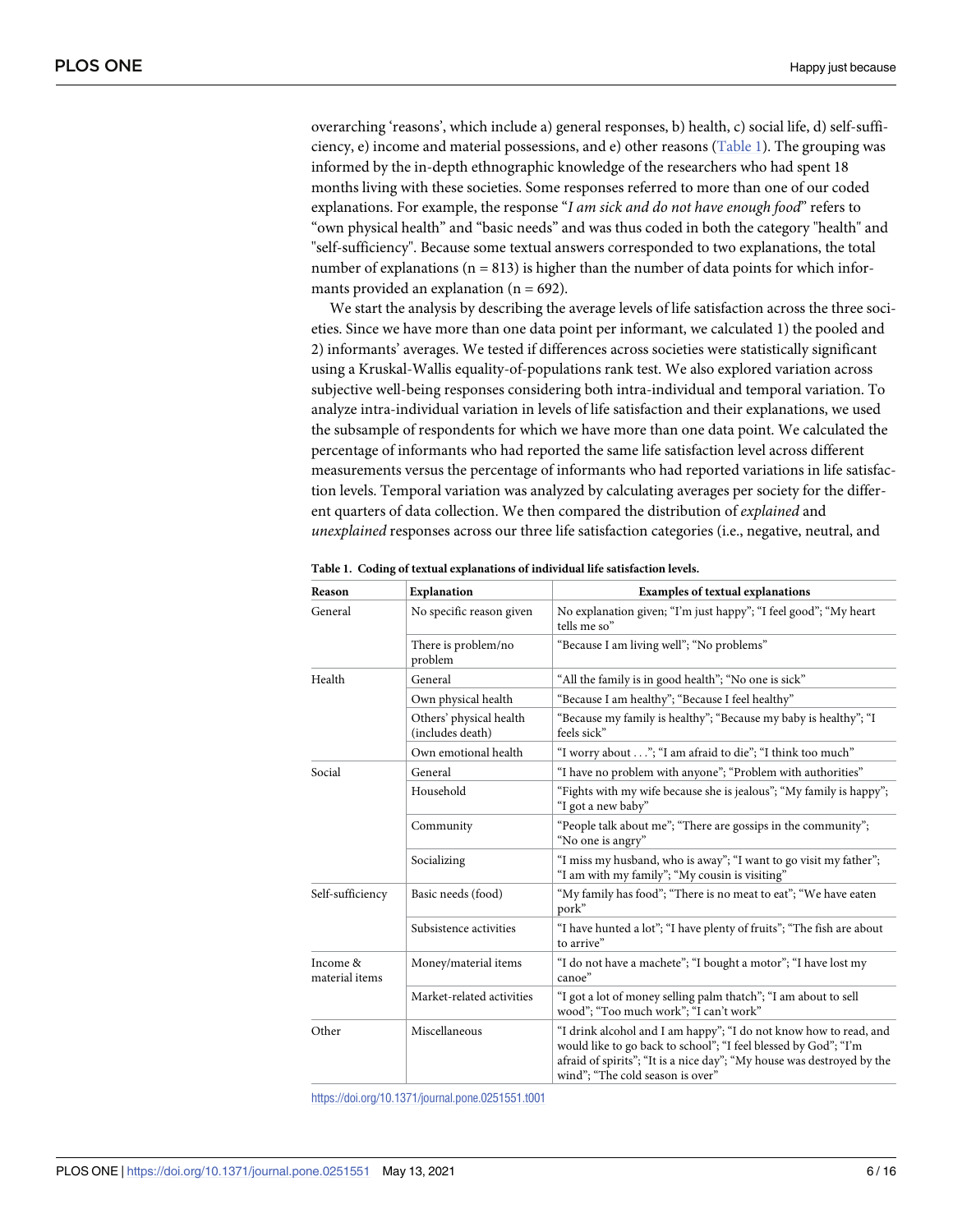overarching 'reasons', which include a) general responses, b) health, c) social life, d) self-sufficiency, e) income and material possessions, and e) other reasons (Table 1). The grouping was informed by the in-depth ethnographic knowledge of the researchers who had spent 18 months living with these societies. Some responses referred to more than one of our coded explanations. For example, the response "*I am sick and do not have enough food*" refers to "own physical health" and "basic needs" and was thus coded in both the category "health" and "self-sufficiency". Because some textual answers corresponded to two explanations, the total number of explanations (n = 813) is higher than the number of data points for which informants provided an explanation (n = 692).

We start the analysis by describing the average levels of life satisfaction across the three societies. Since we have more than one data point per informant, we calculated 1) the pooled and 2) informants' averages. We tested if differences across societies were statistically significant using a Kruskal-Wallis equality-of-populations rank test. We also explored variation across subjective well-being responses considering both intra-individual and temporal variation. To analyze intra-individual variation in levels of life satisfaction and their explanations, we used the subsample of respondents for which we have more than one data point. We calculated the percentage of informants who had reported the same life satisfaction level across different measurements versus the percentage of informants who had reported variations in life satisfaction levels. Temporal variation was analyzed by calculating averages per society for the different quarters of data collection. We then compared the distribution of *explained* and *unexplained* responses across our three life satisfaction categories (i.e., negative, neutral, and

**Table 1. Coding of textual explanations of individual life satisfaction levels.**

| Reason | Explanation | Examples of textual explanations |
|---|---|---|
| General | No specific reason given | No explanation given; "I'm just happy"; "I feel good"; "My heart tells me so" |
| | There is problem/no problem | "Because I am living well"; "No problems" |
| Health | General | "All the family is in good health"; "No one is sick" |
| | Own physical health | "Because I am healthy"; "Because I feel healthy" |
| | Others' physical health (includes death) | "Because my family is healthy"; "Because my baby is healthy"; "I feels sick" |
| | Own emotional health | "I worry about . . ."; "I am afraid to die"; "I think too much" |
| Social | General | "I have no problem with anyone"; "Problem with authorities" |
| | Household | "Fights with my wife because she is jealous"; "My family is happy"; "I got a new baby" |
| | Community | "People talk about me"; "There are gossips in the community"; "No one is angry" |
| | Socializing | "I miss my husband, who is away"; "I want to go visit my father"; "I am with my family"; "My cousin is visiting" |
| Self-sufficiency | Basic needs (food) | "My family has food"; "There is no meat to eat"; "We have eaten pork" |
| | Subsistence activities | "I have hunted a lot"; "I have plenty of fruits"; "The fish are about to arrive" |
| Income & material items | Money/material items | "I do not have a machete"; "I bought a motor"; "I have lost my canoe" |
| | Market-related activities | "I got a lot of money selling palm thatch"; "I am about to sell wood"; "Too much work"; "I can't work" |
| Other | Miscellaneous | "I drink alcohol and I am happy"; "I do not know how to read, and would like to go back to school"; "I feel blessed by God"; "I'm afraid of spirits"; "It is a nice day"; "My house was destroyed by the wind"; "The cold season is over" |

https://doi.org/10.1371/journal.pone.0251551.t001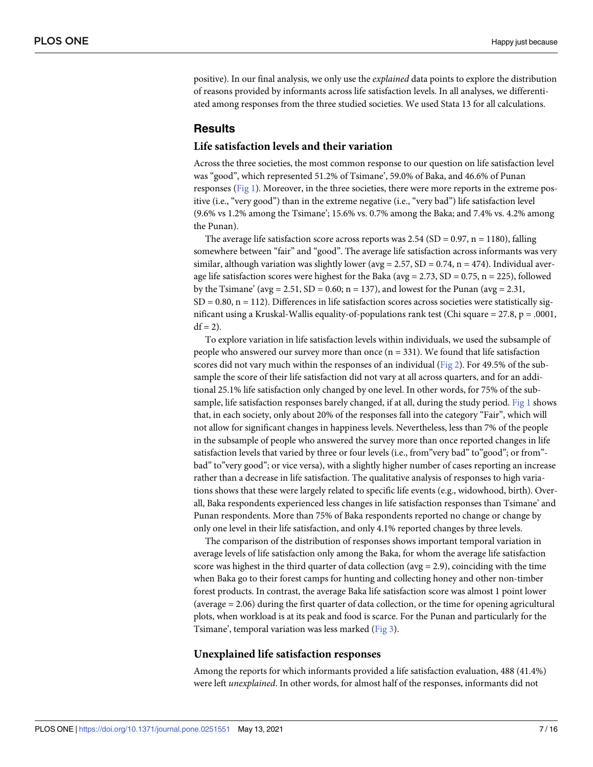positive). In our final analysis, we only use the *explained* data points to explore the distribution of reasons provided by informants across life satisfaction levels. In all analyses, we differentiated among responses from the three studied societies. We used Stata 13 for all calculations.

## Results

### Life satisfaction levels and their variation

Across the three societies, the most common response to our question on life satisfaction level was "good", which represented 51.2% of Tsimane', 59.0% of Baka, and 46.6% of Punan responses (Fig 1). Moreover, in the three societies, there were more reports in the extreme positive (i.e., "very good") than in the extreme negative (i.e., "very bad") life satisfaction level (9.6% vs 1.2% among the Tsimane'; 15.6% vs. 0.7% among the Baka; and 7.4% vs. 4.2% among the Punan).

The average life satisfaction score across reports was 2.54 (SD = 0.97, n = 1180), falling somewhere between "fair" and "good". The average life satisfaction across informants was very similar, although variation was slightly lower (avg = 2.57, SD = 0.74, n = 474). Individual average life satisfaction scores were highest for the Baka (avg = 2.73, SD = 0.75, n = 225), followed by the Tsimane' (avg = 2.51, SD = 0.60; n = 137), and lowest for the Punan (avg = 2.31, SD = 0.80, n = 112). Differences in life satisfaction scores across societies were statistically significant using a Kruskal-Wallis equality-of-populations rank test (Chi square = 27.8, p = .0001, df = 2).

To explore variation in life satisfaction levels within individuals, we used the subsample of people who answered our survey more than once (n = 331). We found that life satisfaction scores did not vary much within the responses of an individual (Fig 2). For 49.5% of the subsample the score of their life satisfaction did not vary at all across quarters, and for an additional 25.1% life satisfaction only changed by one level. In other words, for 75% of the subsample, life satisfaction responses barely changed, if at all, during the study period. Fig 1 shows that, in each society, only about 20% of the responses fall into the category "Fair", which will not allow for significant changes in happiness levels. Nevertheless, less than 7% of the people in the subsample of people who answered the survey more than once reported changes in life satisfaction levels that varied by three or four levels (i.e., from"very bad" to"good"; or from"bad" to"very good"; or vice versa), with a slightly higher number of cases reporting an increase rather than a decrease in life satisfaction. The qualitative analysis of responses to high variations shows that these were largely related to specific life events (e.g., widowhood, birth). Overall, Baka respondents experienced less changes in life satisfaction responses than Tsimane' and Punan respondents. More than 75% of Baka respondents reported no change or change by only one level in their life satisfaction, and only 4.1% reported changes by three levels.

The comparison of the distribution of responses shows important temporal variation in average levels of life satisfaction only among the Baka, for whom the average life satisfaction score was highest in the third quarter of data collection (avg = 2.9), coinciding with the time when Baka go to their forest camps for hunting and collecting honey and other non-timber forest products. In contrast, the average Baka life satisfaction score was almost 1 point lower (average = 2.06) during the first quarter of data collection, or the time for opening agricultural plots, when workload is at its peak and food is scarce. For the Punan and particularly for the Tsimane', temporal variation was less marked (Fig 3).

### Unexplained life satisfaction responses

Among the reports for which informants provided a life satisfaction evaluation, 488 (41.4%) were left *unexplained*. In other words, for almost half of the responses, informants did not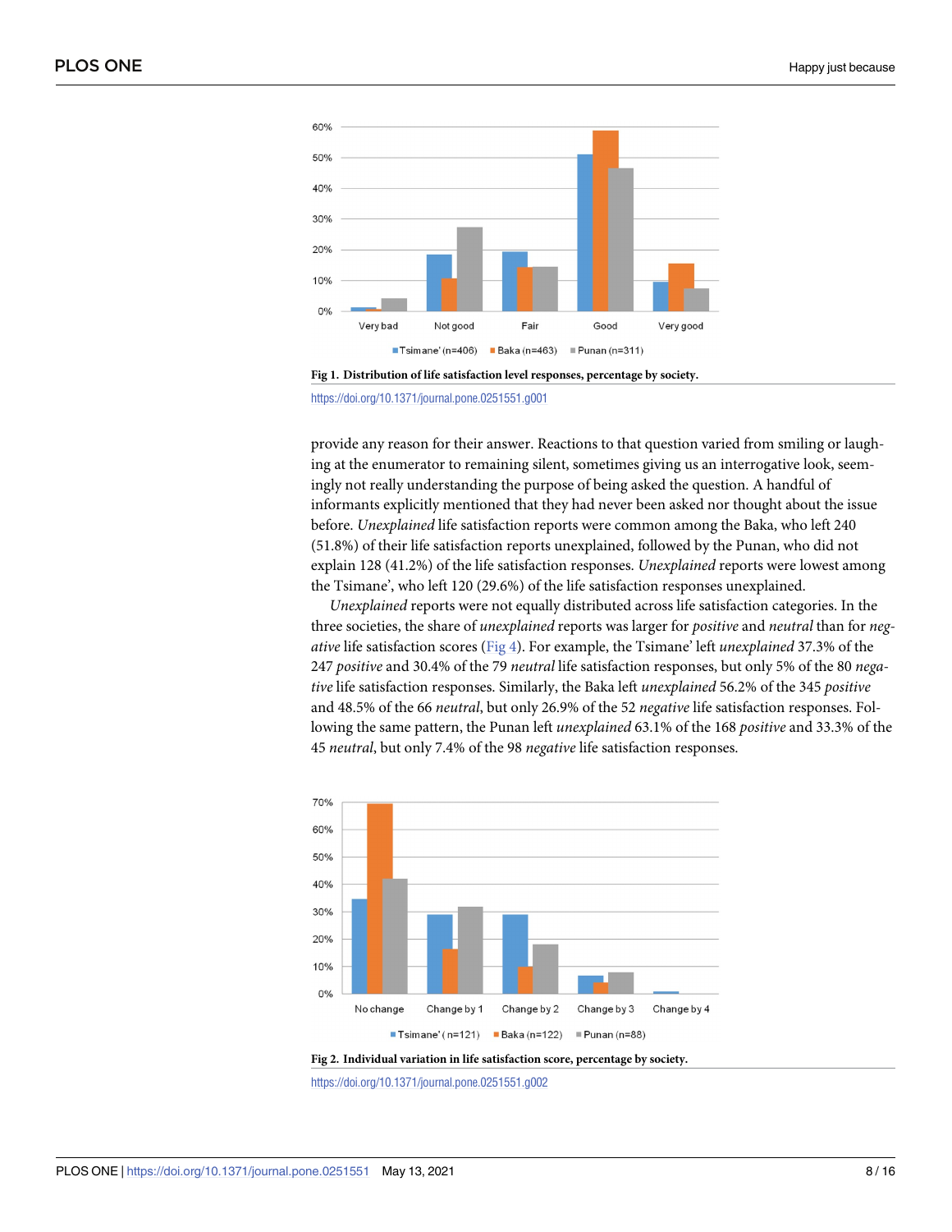Fig 1. Distribution of life satisfaction level responses, percentage by society.

https://doi.org/10.1371/journal.pone.0251551.g001

provide any reason for their answer. Reactions to that question varied from smiling or laughing at the enumerator to remaining silent, sometimes giving us an interrogative look, seemingly not really understanding the purpose of being asked the question. A handful of informants explicitly mentioned that they had never been asked nor thought about the issue before. *Unexplained* life satisfaction reports were common among the Baka, who left 240 (51.8%) of their life satisfaction reports unexplained, followed by the Punan, who did not explain 128 (41.2%) of the life satisfaction responses. *Unexplained* reports were lowest among the Tsimane', who left 120 (29.6%) of the life satisfaction responses unexplained.

*Unexplained* reports were not equally distributed across life satisfaction categories. In the three societies, the share of *unexplained* reports was larger for *positive* and *neutral* than for *negative* life satisfaction scores (Fig 4). For example, the Tsimane' left *unexplained* 37.3% of the 247 *positive* and 30.4% of the 79 *neutral* life satisfaction responses, but only 5% of the 80 *negative* life satisfaction responses. Similarly, the Baka left *unexplained* 56.2% of the 345 *positive* and 48.5% of the 66 *neutral*, but only 26.9% of the 52 *negative* life satisfaction responses. Following the same pattern, the Punan left *unexplained* 63.1% of the 168 *positive* and 33.3% of the 45 *neutral*, but only 7.4% of the 98 *negative* life satisfaction responses.

Fig 2. Individual variation in life satisfaction score, percentage by society.

https://doi.org/10.1371/journal.pone.0251551.g002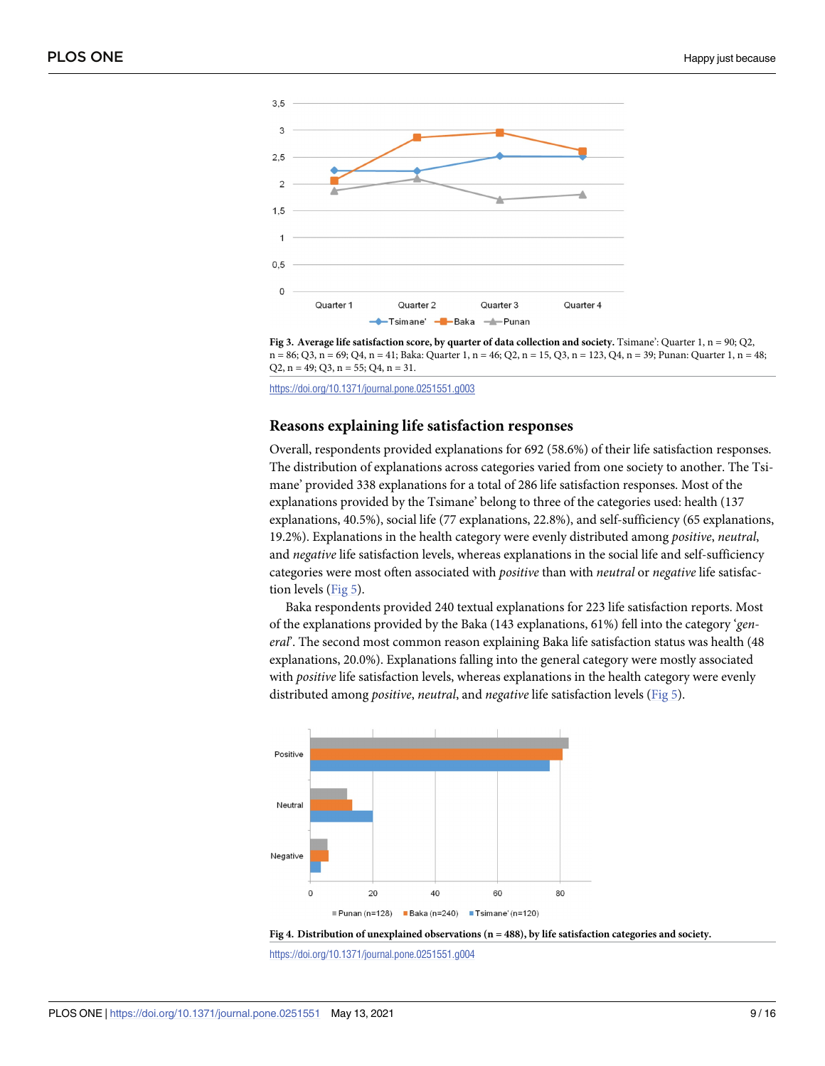Fig 3. **Average life satisfaction score, by quarter of data collection and society.** Tsimane': Quarter 1, n = 90; Q2, n = 86; Q3, n = 69; Q4, n = 41; Baka: Quarter 1, n = 46; Q2, n = 15, Q3, n = 123, Q4, n = 39; Punan: Quarter 1, n = 48; Q2, n = 49; Q3, n = 55; Q4, n = 31.

https://doi.org/10.1371/journal.pone.0251551.g003

### Reasons explaining life satisfaction responses

Overall, respondents provided explanations for 692 (58.6%) of their life satisfaction responses. The distribution of explanations across categories varied from one society to another. The Tsimane' provided 338 explanations for a total of 286 life satisfaction responses. Most of the explanations provided by the Tsimane' belong to three of the categories used: health (137 explanations, 40.5%), social life (77 explanations, 22.8%), and self-sufficiency (65 explanations, 19.2%). Explanations in the health category were evenly distributed among *positive*, *neutral*, and *negative* life satisfaction levels, whereas explanations in the social life and self-sufficiency categories were most often associated with *positive* than with *neutral* or *negative* life satisfaction levels (Fig 5).

Baka respondents provided 240 textual explanations for 223 life satisfaction reports. Most of the explanations provided by the Baka (143 explanations, 61%) fell into the category '*general*'. The second most common reason explaining Baka life satisfaction status was health (48 explanations, 20.0%). Explanations falling into the general category were mostly associated with *positive* life satisfaction levels, whereas explanations in the health category were evenly distributed among *positive*, *neutral*, and *negative* life satisfaction levels (Fig 5).

Fig 4. **Distribution of unexplained observations (n = 488), by life satisfaction categories and society.**

https://doi.org/10.1371/journal.pone.0251551.g004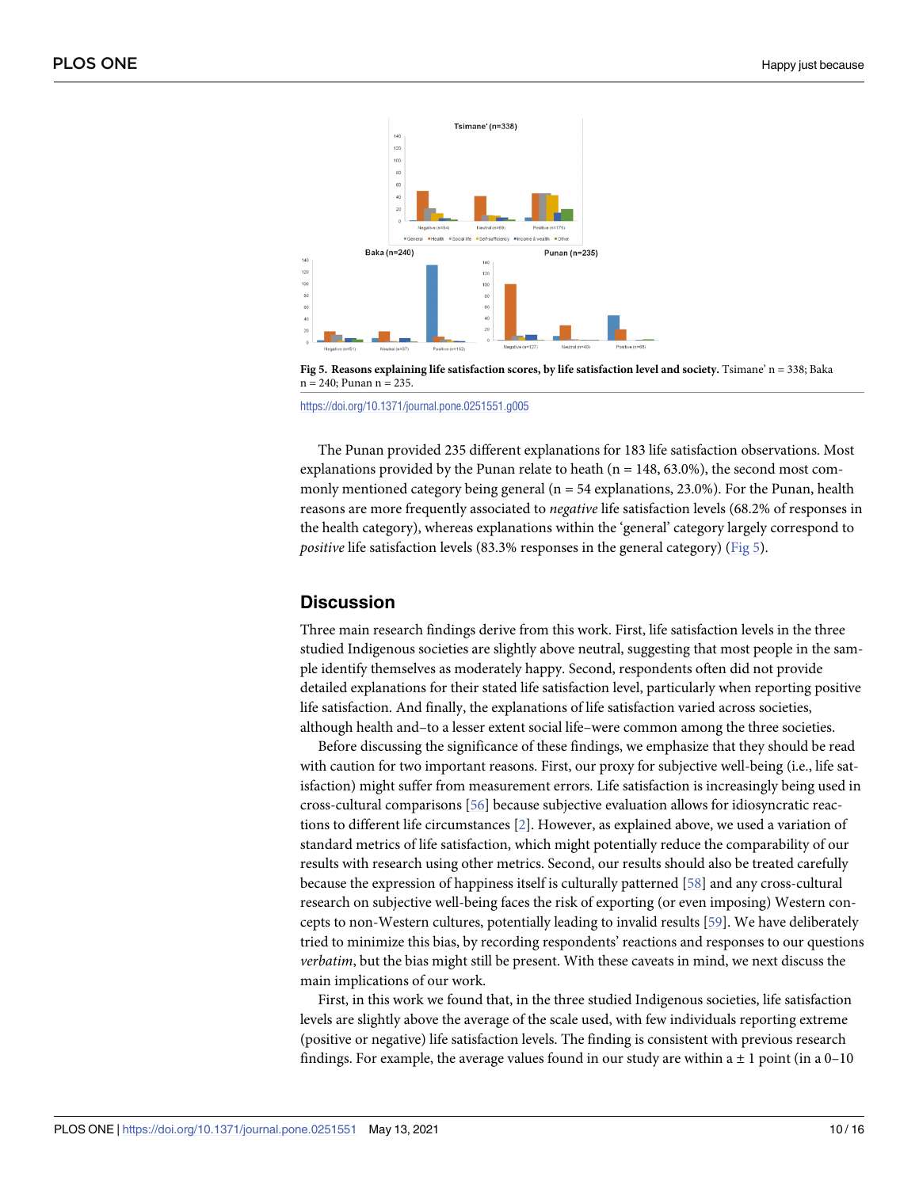**Fig 5. Reasons explaining life satisfaction scores, by life satisfaction level and society.** Tsimane' n = 338; Baka n = 240; Punan n = 235.

https://doi.org/10.1371/journal.pone.0251551.g005

The Punan provided 235 different explanations for 183 life satisfaction observations. Most explanations provided by the Punan relate to heath (n = 148, 63.0%), the second most commonly mentioned category being general (n = 54 explanations, 23.0%). For the Punan, health reasons are more frequently associated to *negative* life satisfaction levels (68.2% of responses in the health category), whereas explanations within the 'general' category largely correspond to *positive* life satisfaction levels (83.3% responses in the general category) (Fig 5).

## Discussion

Three main research findings derive from this work. First, life satisfaction levels in the three studied Indigenous societies are slightly above neutral, suggesting that most people in the sample identify themselves as moderately happy. Second, respondents often did not provide detailed explanations for their stated life satisfaction level, particularly when reporting positive life satisfaction. And finally, the explanations of life satisfaction varied across societies, although health and–to a lesser extent social life–were common among the three societies.

Before discussing the significance of these findings, we emphasize that they should be read with caution for two important reasons. First, our proxy for subjective well-being (i.e., life satisfaction) might suffer from measurement errors. Life satisfaction is increasingly being used in cross-cultural comparisons [56] because subjective evaluation allows for idiosyncratic reactions to different life circumstances [2]. However, as explained above, we used a variation of standard metrics of life satisfaction, which might potentially reduce the comparability of our results with research using other metrics. Second, our results should also be treated carefully because the expression of happiness itself is culturally patterned [58] and any cross-cultural research on subjective well-being faces the risk of exporting (or even imposing) Western concepts to non-Western cultures, potentially leading to invalid results [59]. We have deliberately tried to minimize this bias, by recording respondents' reactions and responses to our questions *verbatim*, but the bias might still be present. With these caveats in mind, we next discuss the main implications of our work.

First, in this work we found that, in the three studied Indigenous societies, life satisfaction levels are slightly above the average of the scale used, with few individuals reporting extreme (positive or negative) life satisfaction levels. The finding is consistent with previous research findings. For example, the average values found in our study are within a ± 1 point (in a 0–10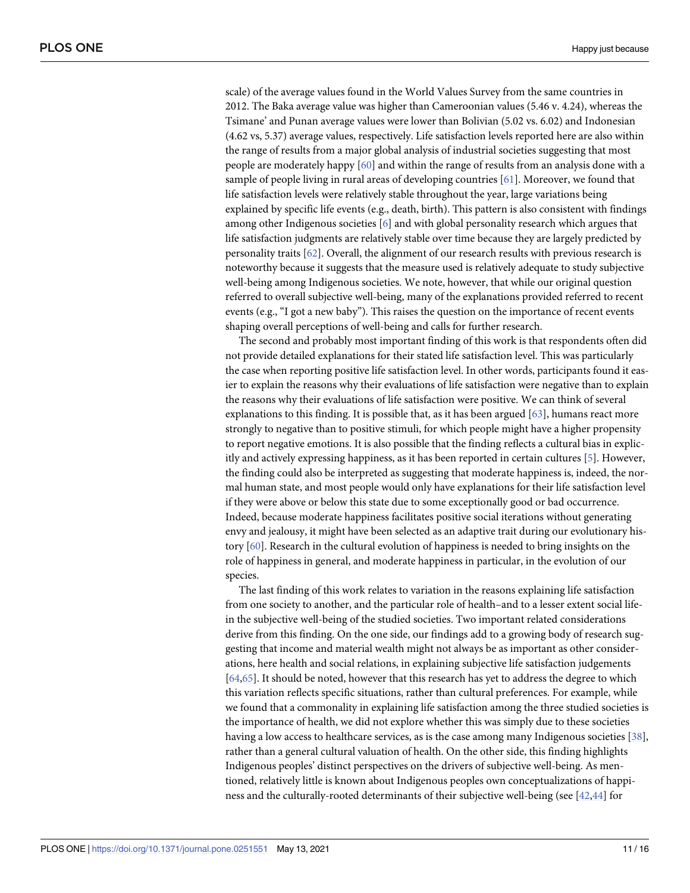scale) of the average values found in the World Values Survey from the same countries in 2012. The Baka average value was higher than Cameroonian values (5.46 v. 4.24), whereas the Tsimane' and Punan average values were lower than Bolivian (5.02 vs. 6.02) and Indonesian (4.62 vs, 5.37) average values, respectively. Life satisfaction levels reported here are also within the range of results from a major global analysis of industrial societies suggesting that most people are moderately happy [60] and within the range of results from an analysis done with a sample of people living in rural areas of developing countries [61]. Moreover, we found that life satisfaction levels were relatively stable throughout the year, large variations being explained by specific life events (e.g., death, birth). This pattern is also consistent with findings among other Indigenous societies [6] and with global personality research which argues that life satisfaction judgments are relatively stable over time because they are largely predicted by personality traits [62]. Overall, the alignment of our research results with previous research is noteworthy because it suggests that the measure used is relatively adequate to study subjective well-being among Indigenous societies. We note, however, that while our original question referred to overall subjective well-being, many of the explanations provided referred to recent events (e.g., "I got a new baby"). This raises the question on the importance of recent events shaping overall perceptions of well-being and calls for further research.

The second and probably most important finding of this work is that respondents often did not provide detailed explanations for their stated life satisfaction level. This was particularly the case when reporting positive life satisfaction level. In other words, participants found it easier to explain the reasons why their evaluations of life satisfaction were negative than to explain the reasons why their evaluations of life satisfaction were positive. We can think of several explanations to this finding. It is possible that, as it has been argued [63], humans react more strongly to negative than to positive stimuli, for which people might have a higher propensity to report negative emotions. It is also possible that the finding reflects a cultural bias in explicitly and actively expressing happiness, as it has been reported in certain cultures [5]. However, the finding could also be interpreted as suggesting that moderate happiness is, indeed, the normal human state, and most people would only have explanations for their life satisfaction level if they were above or below this state due to some exceptionally good or bad occurrence. Indeed, because moderate happiness facilitates positive social iterations without generating envy and jealousy, it might have been selected as an adaptive trait during our evolutionary history [60]. Research in the cultural evolution of happiness is needed to bring insights on the role of happiness in general, and moderate happiness in particular, in the evolution of our species.

The last finding of this work relates to variation in the reasons explaining life satisfaction from one society to another, and the particular role of health–and to a lesser extent social life-in the subjective well-being of the studied societies. Two important related considerations derive from this finding. On the one side, our findings add to a growing body of research suggesting that income and material wealth might not always be as important as other considerations, here health and social relations, in explaining subjective life satisfaction judgements [64,65]. It should be noted, however that this research has yet to address the degree to which this variation reflects specific situations, rather than cultural preferences. For example, while we found that a commonality in explaining life satisfaction among the three studied societies is the importance of health, we did not explore whether this was simply due to these societies having a low access to healthcare services, as is the case among many Indigenous societies [38], rather than a general cultural valuation of health. On the other side, this finding highlights Indigenous peoples' distinct perspectives on the drivers of subjective well-being. As mentioned, relatively little is known about Indigenous peoples own conceptualizations of happiness and the culturally-rooted determinants of their subjective well-being (see [42,44] for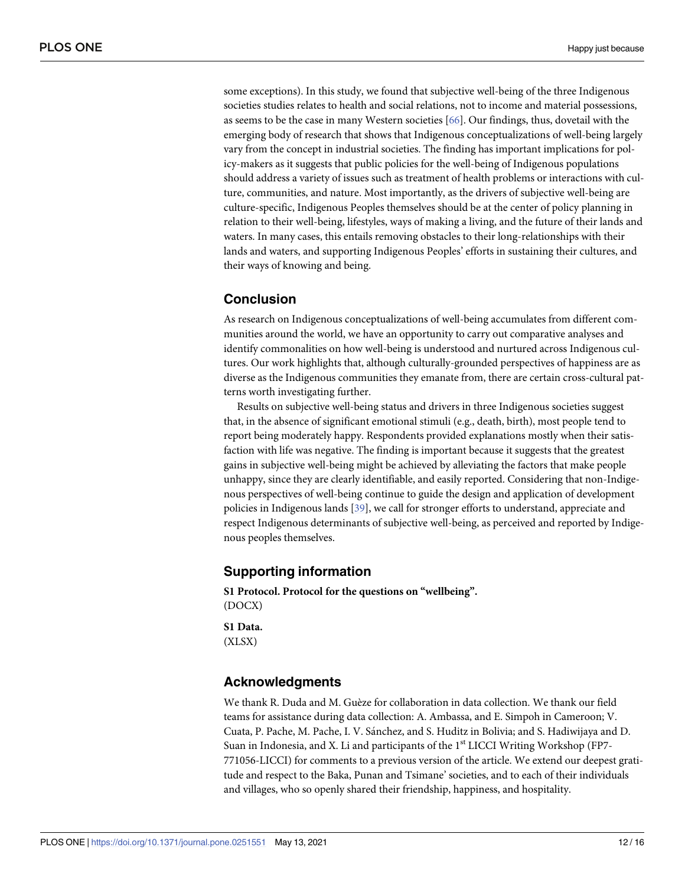some exceptions). In this study, we found that subjective well-being of the three Indigenous societies studies relates to health and social relations, not to income and material possessions, as seems to be the case in many Western societies [66]. Our findings, thus, dovetail with the emerging body of research that shows that Indigenous conceptualizations of well-being largely vary from the concept in industrial societies. The finding has important implications for policy-makers as it suggests that public policies for the well-being of Indigenous populations should address a variety of issues such as treatment of health problems or interactions with culture, communities, and nature. Most importantly, as the drivers of subjective well-being are culture-specific, Indigenous Peoples themselves should be at the center of policy planning in relation to their well-being, lifestyles, ways of making a living, and the future of their lands and waters. In many cases, this entails removing obstacles to their long-relationships with their lands and waters, and supporting Indigenous Peoples' efforts in sustaining their cultures, and their ways of knowing and being.

## Conclusion

As research on Indigenous conceptualizations of well-being accumulates from different communities around the world, we have an opportunity to carry out comparative analyses and identify commonalities on how well-being is understood and nurtured across Indigenous cultures. Our work highlights that, although culturally-grounded perspectives of happiness are as diverse as the Indigenous communities they emanate from, there are certain cross-cultural patterns worth investigating further.

Results on subjective well-being status and drivers in three Indigenous societies suggest that, in the absence of significant emotional stimuli (e.g., death, birth), most people tend to report being moderately happy. Respondents provided explanations mostly when their satisfaction with life was negative. The finding is important because it suggests that the greatest gains in subjective well-being might be achieved by alleviating the factors that make people unhappy, since they are clearly identifiable, and easily reported. Considering that non-Indigenous perspectives of well-being continue to guide the design and application of development policies in Indigenous lands [39], we call for stronger efforts to understand, appreciate and respect Indigenous determinants of subjective well-being, as perceived and reported by Indigenous peoples themselves.

## Supporting information

**S1 Protocol. Protocol for the questions on "wellbeing".**
(DOCX)

**S1 Data.**
(XLSX)

## Acknowledgments

We thank R. Duda and M. Guèze for collaboration in data collection. We thank our field teams for assistance during data collection: A. Ambassa, and E. Simpoh in Cameroon; V. Cuata, P. Pache, M. Pache, I. V. Sánchez, and S. Huditz in Bolivia; and S. Hadiwijaya and D. Suan in Indonesia, and X. Li and participants of the 1st LICCI Writing Workshop (FP7-771056-LICCI) for comments to a previous version of the article. We extend our deepest gratitude and respect to the Baka, Punan and Tsimane' societies, and to each of their individuals and villages, who so openly shared their friendship, happiness, and hospitality.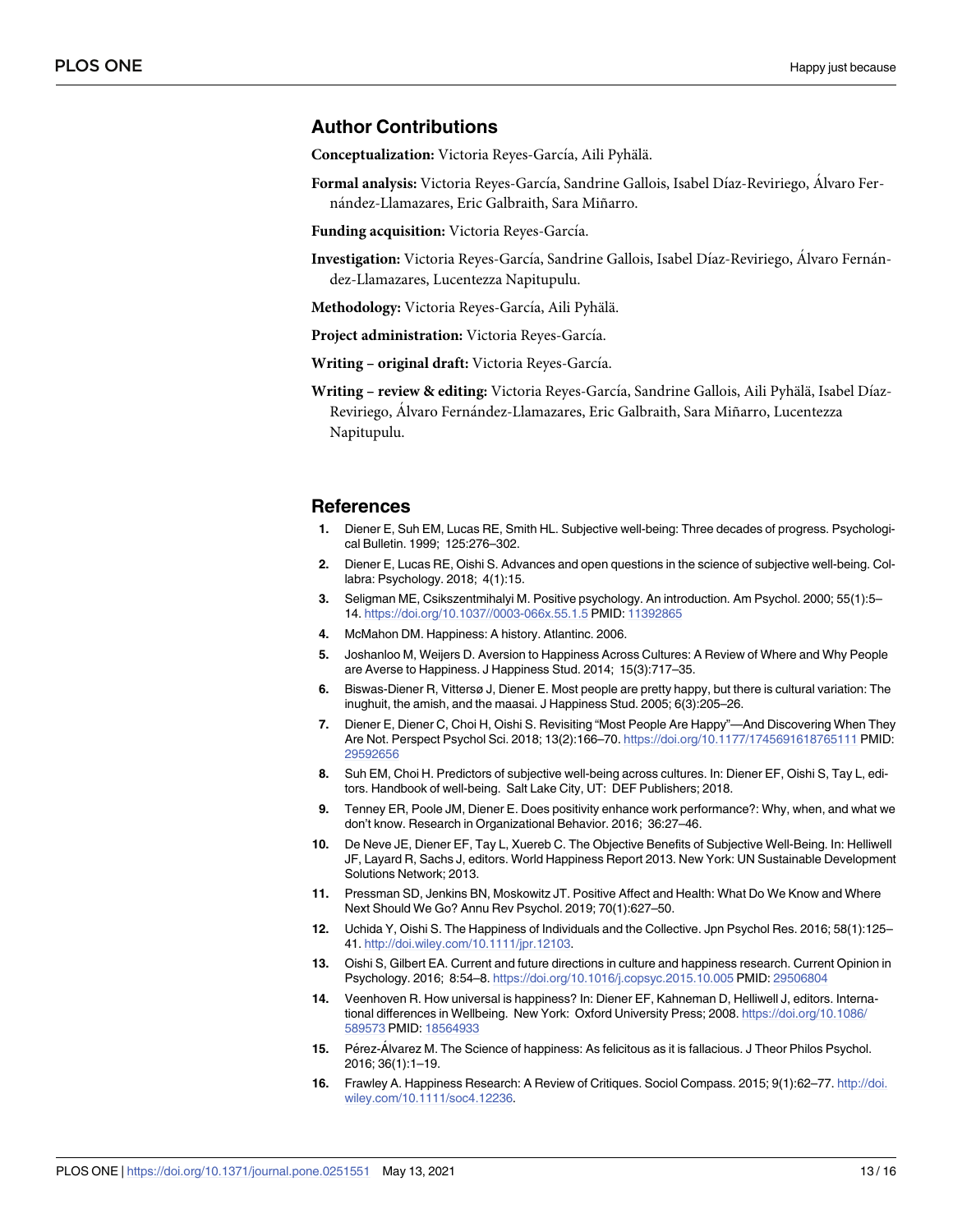## Author Contributions

**Conceptualization:** Victoria Reyes-García, Aili Pyhälä.

**Formal analysis:** Victoria Reyes-García, Sandrine Gallois, Isabel Díaz-Reviriego, Álvaro Fernández-Llamazares, Eric Galbraith, Sara Miñarro.

**Funding acquisition:** Victoria Reyes-García.

**Investigation:** Victoria Reyes-García, Sandrine Gallois, Isabel Díaz-Reviriego, Álvaro Fernández-Llamazares, Lucentezza Napitupulu.

**Methodology:** Victoria Reyes-García, Aili Pyhälä.

**Project administration:** Victoria Reyes-García.

**Writing – original draft:** Victoria Reyes-García.

**Writing – review & editing:** Victoria Reyes-García, Sandrine Gallois, Aili Pyhälä, Isabel Díaz-Reviriego, Álvaro Fernández-Llamazares, Eric Galbraith, Sara Miñarro, Lucentezza Napitupulu.

## References

1. Diener E, Suh EM, Lucas RE, Smith HL. Subjective well-being: Three decades of progress. Psychological Bulletin. 1999; 125:276–302.
2. Diener E, Lucas RE, Oishi S. Advances and open questions in the science of subjective well-being. Collabra: Psychology. 2018; 4(1):15.
3. Seligman ME, Csikszentmihalyi M. Positive psychology. An introduction. Am Psychol. 2000; 55(1):5–14. https://doi.org/10.1037//0003-066x.55.1.5 PMID: 11392865
4. McMahon DM. Happiness: A history. Atlantinc. 2006.
5. Joshanloo M, Weijers D. Aversion to Happiness Across Cultures: A Review of Where and Why People are Averse to Happiness. J Happiness Stud. 2014; 15(3):717–35.
6. Biswas-Diener R, Vittersø J, Diener E. Most people are pretty happy, but there is cultural variation: The inughuit, the amish, and the maasai. J Happiness Stud. 2005; 6(3):205–26.
7. Diener E, Diener C, Choi H, Oishi S. Revisiting "Most People Are Happy"—And Discovering When They Are Not. Perspect Psychol Sci. 2018; 13(2):166–70. https://doi.org/10.1177/1745691618765111 PMID: 29592656
8. Suh EM, Choi H. Predictors of subjective well-being across cultures. In: Diener EF, Oishi S, Tay L, editors. Handbook of well-being. Salt Lake City, UT: DEF Publishers; 2018.
9. Tenney ER, Poole JM, Diener E. Does positivity enhance work performance?: Why, when, and what we don't know. Research in Organizational Behavior. 2016; 36:27–46.
10. De Neve JE, Diener EF, Tay L, Xuereb C. The Objective Benefits of Subjective Well-Being. In: Helliwell JF, Layard R, Sachs J, editors. World Happiness Report 2013. New York: UN Sustainable Development Solutions Network; 2013.
11. Pressman SD, Jenkins BN, Moskowitz JT. Positive Affect and Health: What Do We Know and Where Next Should We Go? Annu Rev Psychol. 2019; 70(1):627–50.
12. Uchida Y, Oishi S. The Happiness of Individuals and the Collective. Jpn Psychol Res. 2016; 58(1):125–41. http://doi.wiley.com/10.1111/jpr.12103.
13. Oishi S, Gilbert EA. Current and future directions in culture and happiness research. Current Opinion in Psychology. 2016; 8:54–8. https://doi.org/10.1016/j.copsyc.2015.10.005 PMID: 29506804
14. Veenhoven R. How universal is happiness? In: Diener EF, Kahneman D, Helliwell J, editors. International differences in Wellbeing. New York: Oxford University Press; 2008. https://doi.org/10.1086/589573 PMID: 18564933
15. Pérez-Álvarez M. The Science of happiness: As felicitous as it is fallacious. J Theor Philos Psychol. 2016; 36(1):1–19.
16. Frawley A. Happiness Research: A Review of Critiques. Sociol Compass. 2015; 9(1):62–77. http://doi.wiley.com/10.1111/soc4.12236.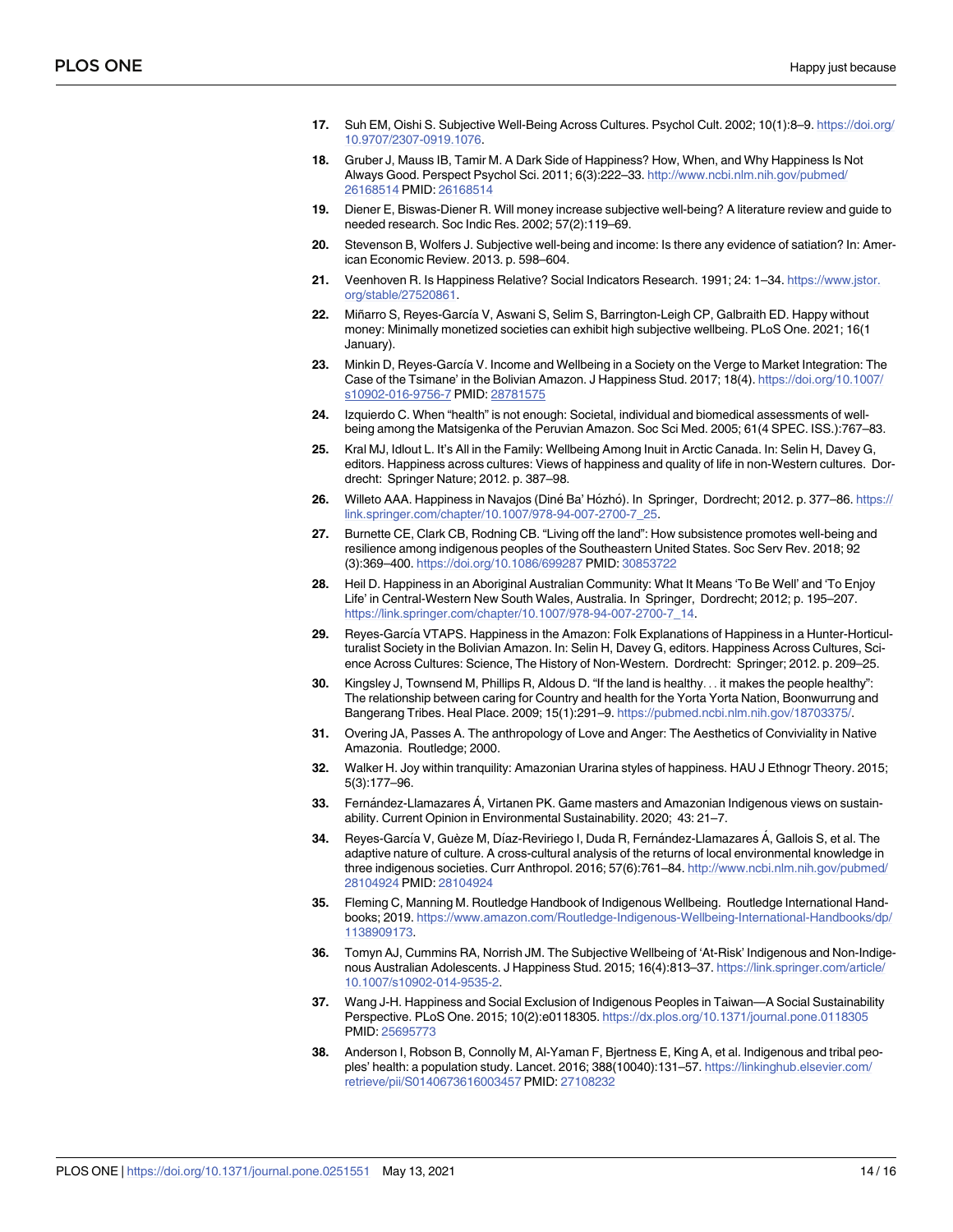17. Suh EM, Oishi S. Subjective Well-Being Across Cultures. Psychol Cult. 2002; 10(1):8–9. https://doi.org/10.9707/2307-0919.1076.

18. Gruber J, Mauss IB, Tamir M. A Dark Side of Happiness? How, When, and Why Happiness Is Not Always Good. Perspect Psychol Sci. 2011; 6(3):222–33. http://www.ncbi.nlm.nih.gov/pubmed/26168514 PMID: 26168514

19. Diener E, Biswas-Diener R. Will money increase subjective well-being? A literature review and guide to needed research. Soc Indic Res. 2002; 57(2):119–69.

20. Stevenson B, Wolfers J. Subjective well-being and income: Is there any evidence of satiation? In: American Economic Review. 2013. p. 598–604.

21. Veenhoven R. Is Happiness Relative? Social Indicators Research. 1991; 24: 1–34. https://www.jstor.org/stable/27520861.

22. Miñarro S, Reyes-García V, Aswani S, Selim S, Barrington-Leigh CP, Galbraith ED. Happy without money: Minimally monetized societies can exhibit high subjective wellbeing. PLoS One. 2021; 16(1 January).

23. Minkin D, Reyes-García V. Income and Wellbeing in a Society on the Verge to Market Integration: The Case of the Tsimane' in the Bolivian Amazon. J Happiness Stud. 2017; 18(4). https://doi.org/10.1007/s10902-016-9756-7 PMID: 28781575

24. Izquierdo C. When "health" is not enough: Societal, individual and biomedical assessments of well-being among the Matsigenka of the Peruvian Amazon. Soc Sci Med. 2005; 61(4 SPEC. ISS.):767–83.

25. Kral MJ, Idlout L. It's All in the Family: Wellbeing Among Inuit in Arctic Canada. In: Selin H, Davey G, editors. Happiness across cultures: Views of happiness and quality of life in non-Western cultures. Dordrecht: Springer Nature; 2012. p. 387–98.

26. Willeto AAA. Happiness in Navajos (Diné Ba' Hózhó). In Springer, Dordrecht; 2012. p. 377–86. https://link.springer.com/chapter/10.1007/978-94-007-2700-7_25.

27. Burnette CE, Clark CB, Rodning CB. "Living off the land": How subsistence promotes well-being and resilience among indigenous peoples of the Southeastern United States. Soc Serv Rev. 2018; 92 (3):369–400. https://doi.org/10.1086/699287 PMID: 30853722

28. Heil D. Happiness in an Aboriginal Australian Community: What It Means 'To Be Well' and 'To Enjoy Life' in Central-Western New South Wales, Australia. In Springer, Dordrecht; 2012; p. 195–207. https://link.springer.com/chapter/10.1007/978-94-007-2700-7_14.

29. Reyes-García VTAPS. Happiness in the Amazon: Folk Explanations of Happiness in a Hunter-Horticulturalist Society in the Bolivian Amazon. In: Selin H, Davey G, editors. Happiness Across Cultures, Science Across Cultures: Science, The History of Non-Western. Dordrecht: Springer; 2012. p. 209–25.

30. Kingsley J, Townsend M, Phillips R, Aldous D. "If the land is healthy. . . it makes the people healthy": The relationship between caring for Country and health for the Yorta Yorta Nation, Boonwurrung and Bangerang Tribes. Heal Place. 2009; 15(1):291–9. https://pubmed.ncbi.nlm.nih.gov/18703375/.

31. Overing JA, Passes A. The anthropology of Love and Anger: The Aesthetics of Conviviality in Native Amazonia. Routledge; 2000.

32. Walker H. Joy within tranquility: Amazonian Urarina styles of happiness. HAU J Ethnogr Theory. 2015; 5(3):177–96.

33. Fernández-Llamazares Á, Virtanen PK. Game masters and Amazonian Indigenous views on sustainability. Current Opinion in Environmental Sustainability. 2020; 43: 21–7.

34. Reyes-García V, Guèze M, Díaz-Reviriego I, Duda R, Fernández-Llamazares Á, Gallois S, et al. The adaptive nature of culture. A cross-cultural analysis of the returns of local environmental knowledge in three indigenous societies. Curr Anthropol. 2016; 57(6):761–84. http://www.ncbi.nlm.nih.gov/pubmed/28104924 PMID: 28104924

35. Fleming C, Manning M. Routledge Handbook of Indigenous Wellbeing. Routledge International Handbooks; 2019. https://www.amazon.com/Routledge-Indigenous-Wellbeing-International-Handbooks/dp/1138909173.

36. Tomyn AJ, Cummins RA, Norrish JM. The Subjective Wellbeing of 'At-Risk' Indigenous and Non-Indigenous Australian Adolescents. J Happiness Stud. 2015; 16(4):813–37. https://link.springer.com/article/10.1007/s10902-014-9535-2.

37. Wang J-H. Happiness and Social Exclusion of Indigenous Peoples in Taiwan—A Social Sustainability Perspective. PLoS One. 2015; 10(2):e0118305. https://dx.plos.org/10.1371/journal.pone.0118305 PMID: 25695773

38. Anderson I, Robson B, Connolly M, Al-Yaman F, Bjertness E, King A, et al. Indigenous and tribal peoples' health: a population study. Lancet. 2016; 388(10040):131–57. https://linkinghub.elsevier.com/retrieve/pii/S0140673616003457 PMID: 27108232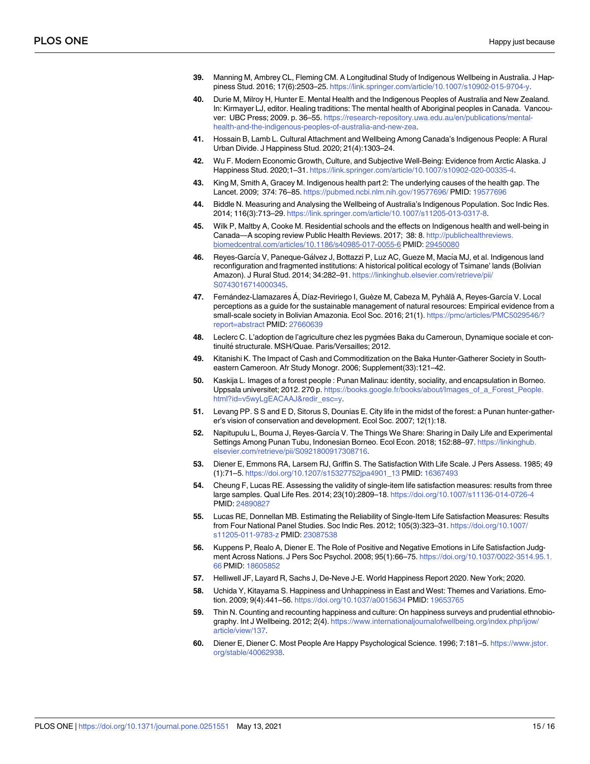39. Manning M, Ambrey CL, Fleming CM. A Longitudinal Study of Indigenous Wellbeing in Australia. J Happiness Stud. 2016; 17(6):2503–25. https://link.springer.com/article/10.1007/s10902-015-9704-y.

40. Durie M, Milroy H, Hunter E. Mental Health and the Indigenous Peoples of Australia and New Zealand. In: Kirmayer LJ, editor. Healing traditions: The mental health of Aboriginal peoples in Canada. Vancouver: UBC Press; 2009. p. 36–55. https://research-repository.uwa.edu.au/en/publications/mental-health-and-the-indigenous-peoples-of-australia-and-new-zea.

41. Hossain B, Lamb L. Cultural Attachment and Wellbeing Among Canada's Indigenous People: A Rural Urban Divide. J Happiness Stud. 2020; 21(4):1303–24.

42. Wu F. Modern Economic Growth, Culture, and Subjective Well-Being: Evidence from Arctic Alaska. J Happiness Stud. 2020;1–31. https://link.springer.com/article/10.1007/s10902-020-00335-4.

43. King M, Smith A, Gracey M. Indigenous health part 2: The underlying causes of the health gap. The Lancet. 2009; 374: 76–85. https://pubmed.ncbi.nlm.nih.gov/19577696/ PMID: 19577696

44. Biddle N. Measuring and Analysing the Wellbeing of Australia's Indigenous Population. Soc Indic Res. 2014; 116(3):713–29. https://link.springer.com/article/10.1007/s11205-013-0317-8.

45. Wilk P, Maltby A, Cooke M. Residential schools and the effects on Indigenous health and well-being in Canada—A scoping review Public Health Reviews. 2017; 38: 8. http://publichealthreviews.biomedcentral.com/articles/10.1186/s40985-017-0055-6 PMID: 29450080

46. Reyes-García V, Paneque-Gálvez J, Bottazzi P, Luz AC, Gueze M, Macía MJ, et al. Indigenous land reconfiguration and fragmented institutions: A historical political ecology of Tsimane' lands (Bolivian Amazon). J Rural Stud. 2014; 34:282–91. https://linkinghub.elsevier.com/retrieve/pii/S0743016714000345.

47. Fernández-Llamazares Á, Díaz-Reviriego I, Guèze M, Cabeza M, Pyhälä A, Reyes-García V. Local perceptions as a guide for the sustainable management of natural resources: Empirical evidence from a small-scale society in Bolivian Amazonia. Ecol Soc. 2016; 21(1). https://pmc/articles/PMC5029546/?report=abstract PMID: 27660639

48. Leclerc C. L'adoption de l'agriculture chez les pygmées Baka du Cameroun, Dynamique sociale et continuité structurale. MSH/Quae. Paris/Versailles; 2012.

49. Kitanishi K. The Impact of Cash and Commoditization on the Baka Hunter-Gatherer Society in Southeastern Cameroon. Afr Study Monogr. 2006; Supplement(33):121–42.

50. Kaskija L. Images of a forest people : Punan Malinau: identity, sociality, and encapsulation in Borneo. Uppsala universitet; 2012. 270 p. https://books.google.fr/books/about/Images_of_a_Forest_People.html?id=v5wyLgEACAAJ&redir_esc=y.

51. Levang PP. S S and E D, Sitorus S, Dounias E. City life in the midst of the forest: a Punan hunter-gatherer's vision of conservation and development. Ecol Soc. 2007; 12(1):18.

52. Napitupulu L, Bouma J, Reyes-García V. The Things We Share: Sharing in Daily Life and Experimental Settings Among Punan Tubu, Indonesian Borneo. Ecol Econ. 2018; 152:88–97. https://linkinghub.elsevier.com/retrieve/pii/S0921800917308716.

53. Diener E, Emmons RA, Larsem RJ, Griffin S. The Satisfaction With Life Scale. J Pers Assess. 1985; 49 (1):71–5. https://doi.org/10.1207/s15327752jpa4901_13 PMID: 16367493

54. Cheung F, Lucas RE. Assessing the validity of single-item life satisfaction measures: results from three large samples. Qual Life Res. 2014; 23(10):2809–18. https://doi.org/10.1007/s11136-014-0726-4 PMID: 24890827

55. Lucas RE, Donnellan MB. Estimating the Reliability of Single-Item Life Satisfaction Measures: Results from Four National Panel Studies. Soc Indic Res. 2012; 105(3):323–31. https://doi.org/10.1007/s11205-011-9783-z PMID: 23087538

56. Kuppens P, Realo A, Diener E. The Role of Positive and Negative Emotions in Life Satisfaction Judgment Across Nations. J Pers Soc Psychol. 2008; 95(1):66–75. https://doi.org/10.1037/0022-3514.95.1.66 PMID: 18605852

57. Helliwell JF, Layard R, Sachs J, De-Neve J-E. World Happiness Report 2020. New York; 2020.

58. Uchida Y, Kitayama S. Happiness and Unhappiness in East and West: Themes and Variations. Emotion. 2009; 9(4):441–56. https://doi.org/10.1037/a0015634 PMID: 19653765

59. Thin N. Counting and recounting happiness and culture: On happiness surveys and prudential ethnobiography. Int J Wellbeing. 2012; 2(4). https://www.internationaljournalofwellbeing.org/index.php/ijow/article/view/137.

60. Diener E, Diener C. Most People Are Happy Psychological Science. 1996; 7:181–5. https://www.jstor.org/stable/40062938.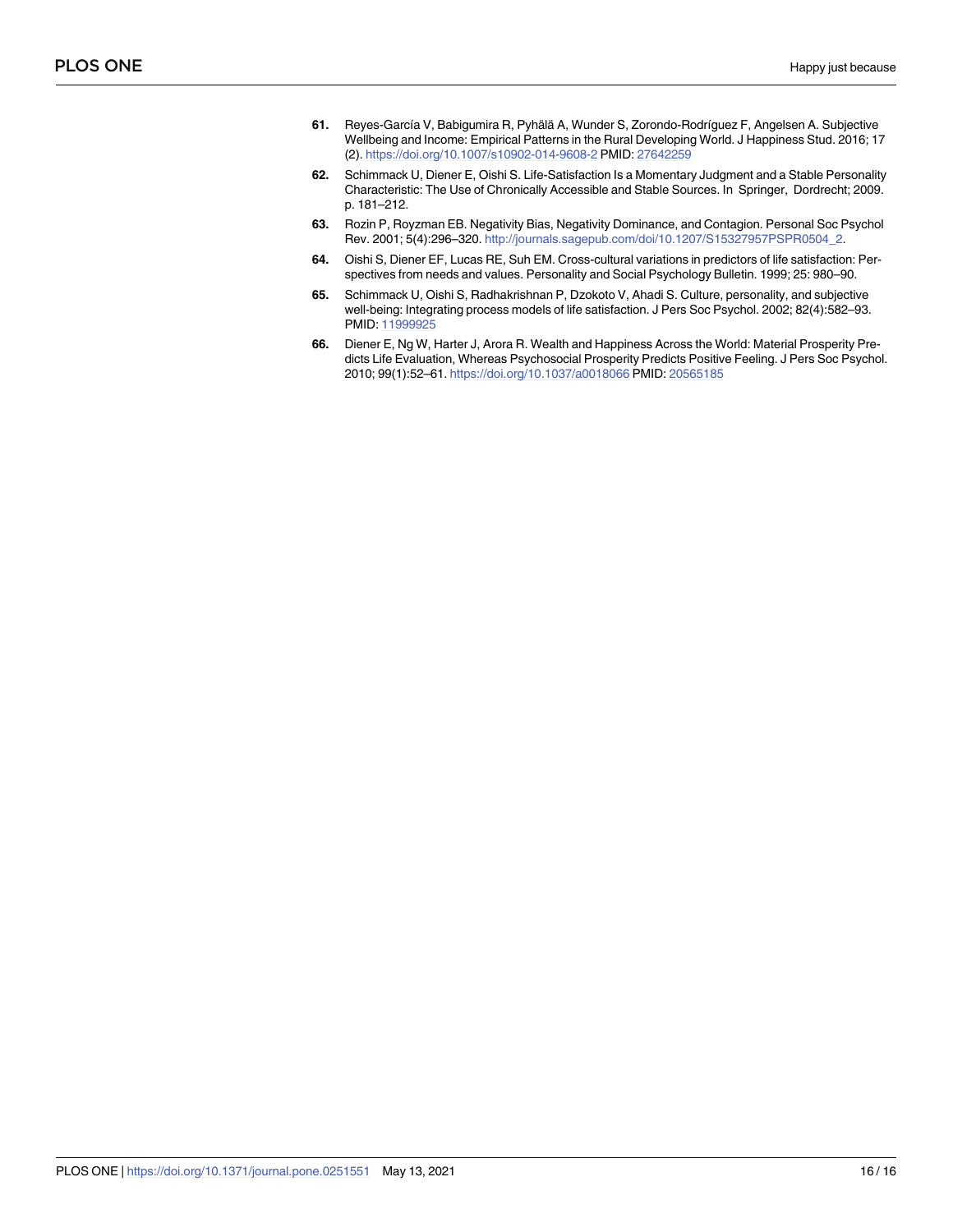61. Reyes-García V, Babigumira R, Pyhälä A, Wunder S, Zorondo-Rodríguez F, Angelsen A. Subjective Wellbeing and Income: Empirical Patterns in the Rural Developing World. J Happiness Stud. 2016; 17 (2). https://doi.org/10.1007/s10902-014-9608-2 PMID: 27642259

62. Schimmack U, Diener E, Oishi S. Life-Satisfaction Is a Momentary Judgment and a Stable Personality Characteristic: The Use of Chronically Accessible and Stable Sources. In Springer, Dordrecht; 2009. p. 181–212.

63. Rozin P, Royzman EB. Negativity Bias, Negativity Dominance, and Contagion. Personal Soc Psychol Rev. 2001; 5(4):296–320. http://journals.sagepub.com/doi/10.1207/S15327957PSPR0504_2.

64. Oishi S, Diener EF, Lucas RE, Suh EM. Cross-cultural variations in predictors of life satisfaction: Perspectives from needs and values. Personality and Social Psychology Bulletin. 1999; 25: 980–90.

65. Schimmack U, Oishi S, Radhakrishnan P, Dzokoto V, Ahadi S. Culture, personality, and subjective well-being: Integrating process models of life satisfaction. J Pers Soc Psychol. 2002; 82(4):582–93. PMID: 11999925

66. Diener E, Ng W, Harter J, Arora R. Wealth and Happiness Across the World: Material Prosperity Predicts Life Evaluation, Whereas Psychosocial Prosperity Predicts Positive Feeling. J Pers Soc Psychol. 2010; 99(1):52–61. https://doi.org/10.1037/a0018066 PMID: 20565185